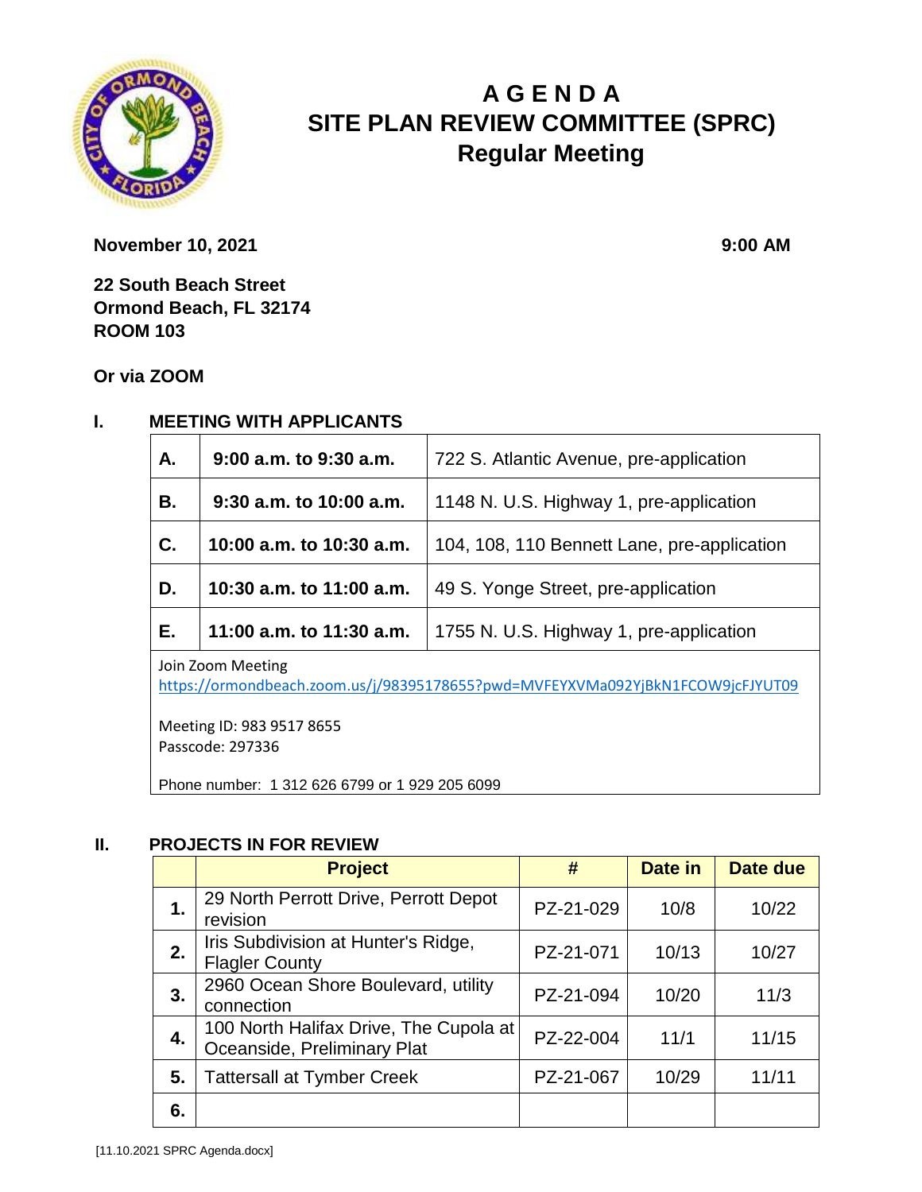# A G E N D A
# SITE PLAN REVIEW COMMITTEE (SPRC)
## Regular Meeting

**November 10, 2021** **9:00 AM**

**22 South Beach Street**
**Ormond Beach, FL 32174**
**ROOM 103**

**Or via ZOOM**

## I. MEETING WITH APPLICANTS

| | | |
|---|---|---|
| **A.** | **9:00 a.m. to 9:30 a.m.** | 722 S. Atlantic Avenue, pre-application |
| **B.** | **9:30 a.m. to 10:00 a.m.** | 1148 N. U.S. Highway 1, pre-application |
| **C.** | **10:00 a.m. to 10:30 a.m.** | 104, 108, 110 Bennett Lane, pre-application |
| **D.** | **10:30 a.m. to 11:00 a.m.** | 49 S. Yonge Street, pre-application |
| **E.** | **11:00 a.m. to 11:30 a.m.** | 1755 N. U.S. Highway 1, pre-application |

Join Zoom Meeting
https://ormondbeach.zoom.us/j/98395178655?pwd=MVFEYXVMa092YjBkN1FCOW9jcFJYUT09

Meeting ID: 983 9517 8655
Passcode: 297336

Phone number: 1 312 626 6799 or 1 929 205 6099

## II. PROJECTS IN FOR REVIEW

| | Project | # | Date in | Date due |
|---|---|---|---|---|
| **1.** | 29 North Perrott Drive, Perrott Depot revision | PZ-21-029 | 10/8 | 10/22 |
| **2.** | Iris Subdivision at Hunter's Ridge, Flagler County | PZ-21-071 | 10/13 | 10/27 |
| **3.** | 2960 Ocean Shore Boulevard, utility connection | PZ-21-094 | 10/20 | 11/3 |
| **4.** | 100 North Halifax Drive, The Cupola at Oceanside, Preliminary Plat | PZ-22-004 | 11/1 | 11/15 |
| **5.** | Tattersall at Tymber Creek | PZ-21-067 | 10/29 | 11/11 |
| **6.** | | | | |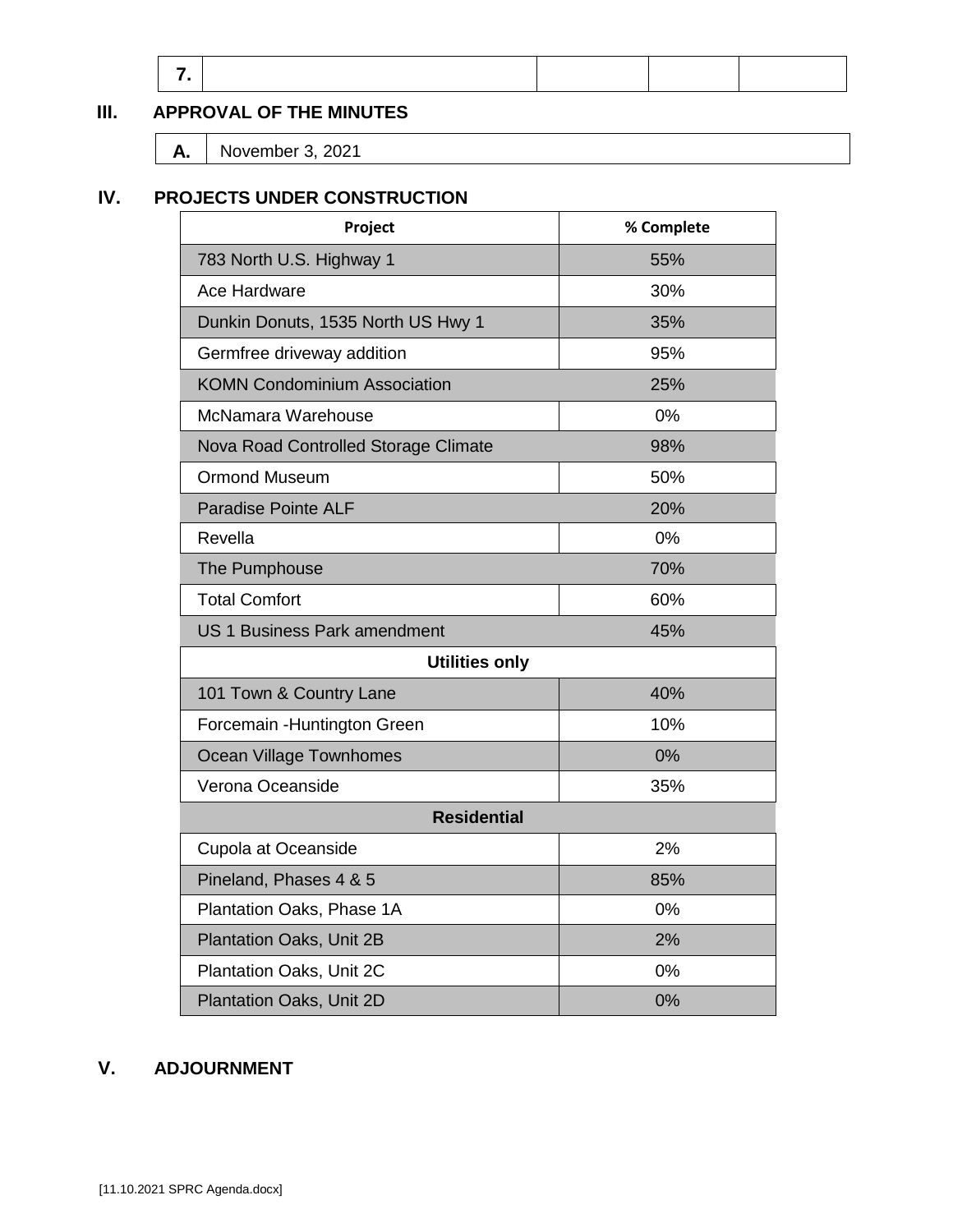| | | | | |
|---|---|---|---|---|
| **7.** | | | | |

## III. APPROVAL OF THE MINUTES

| | |
|---|---|
| **A.** | November 3, 2021 |

## IV. PROJECTS UNDER CONSTRUCTION

| Project | % Complete |
|---|---|
| 783 North U.S. Highway 1 | 55% |
| Ace Hardware | 30% |
| Dunkin Donuts, 1535 North US Hwy 1 | 35% |
| Germfree driveway addition | 95% |
| KOMN Condominium Association | 25% |
| McNamara Warehouse | 0% |
| Nova Road Controlled Storage Climate | 98% |
| Ormond Museum | 50% |
| Paradise Pointe ALF | 20% |
| Revella | 0% |
| The Pumphouse | 70% |
| Total Comfort | 60% |
| US 1 Business Park amendment | 45% |
| **Utilities only** | |
| 101 Town & Country Lane | 40% |
| Forcemain -Huntington Green | 10% |
| Ocean Village Townhomes | 0% |
| Verona Oceanside | 35% |
| **Residential** | |
| Cupola at Oceanside | 2% |
| Pineland, Phases 4 & 5 | 85% |
| Plantation Oaks, Phase 1A | 0% |
| Plantation Oaks, Unit 2B | 2% |
| Plantation Oaks, Unit 2C | 0% |
| Plantation Oaks, Unit 2D | 0% |

## V. ADJOURNMENT

[11.10.2021 SPRC Agenda.docx]